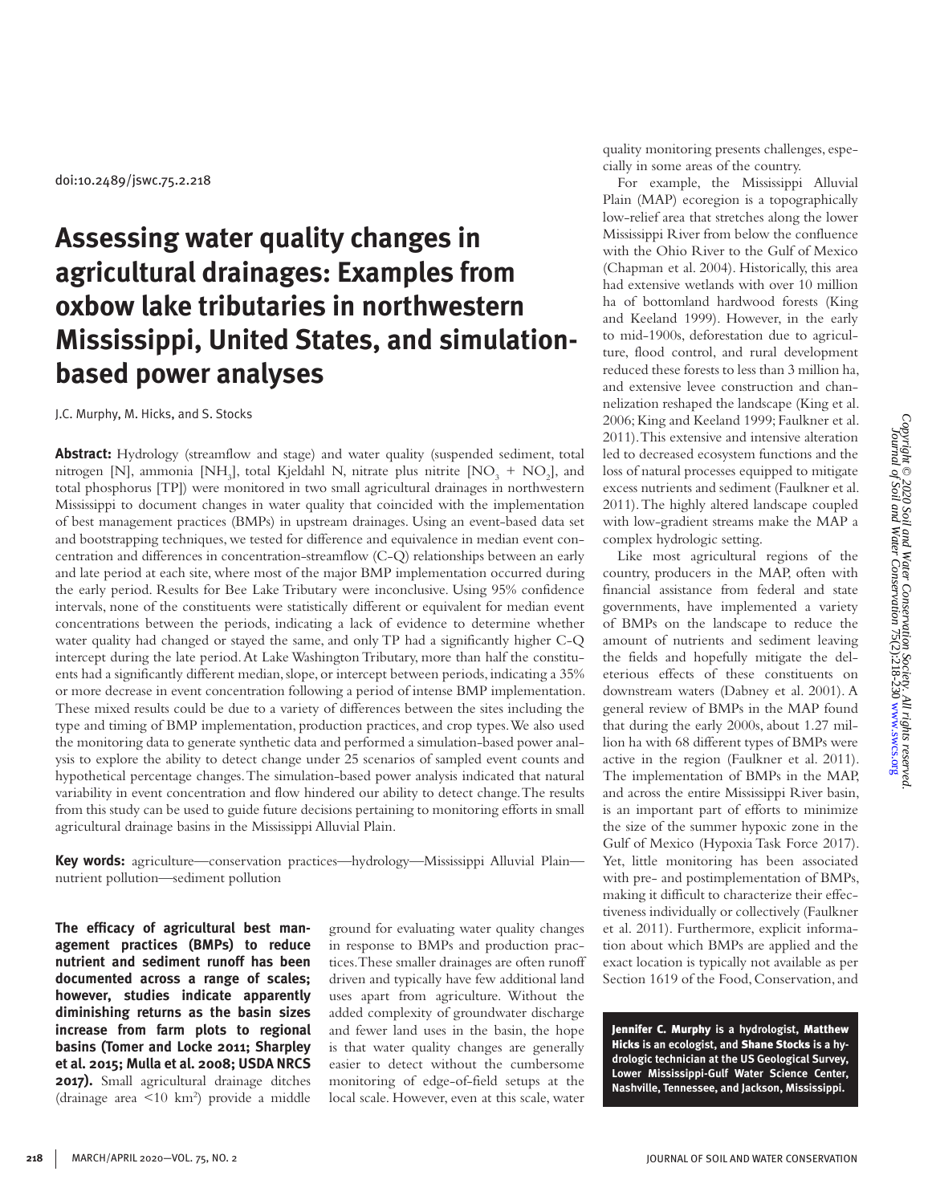doi:10.2489/jswc.75.2.218

# Assessing water quality changes in agricultural drainages: Examples from oxbow lake tributaries in northwestern Mississippi, United States, and simulation-based power analyses

J.C. Murphy, M. Hicks, and S. Stocks

**Abstract:** Hydrology (streamflow and stage) and water quality (suspended sediment, total nitrogen [N], ammonia [$NH_3$], total Kjeldahl N, nitrate plus nitrite [$NO_3$ + $NO_2$], and total phosphorus [TP]) were monitored in two small agricultural drainages in northwestern Mississippi to document changes in water quality that coincided with the implementation of best management practices (BMPs) in upstream drainages. Using an event-based data set and bootstrapping techniques, we tested for difference and equivalence in median event concentration and differences in concentration-streamflow (C-Q) relationships between an early and late period at each site, where most of the major BMP implementation occurred during the early period. Results for Bee Lake Tributary were inconclusive. Using 95% confidence intervals, none of the constituents were statistically different or equivalent for median event concentrations between the periods, indicating a lack of evidence to determine whether water quality had changed or stayed the same, and only TP had a significantly higher C-Q intercept during the late period. At Lake Washington Tributary, more than half the constituents had a significantly different median, slope, or intercept between periods, indicating a 35% or more decrease in event concentration following a period of intense BMP implementation. These mixed results could be due to a variety of differences between the sites including the type and timing of BMP implementation, production practices, and crop types. We also used the monitoring data to generate synthetic data and performed a simulation-based power analysis to explore the ability to detect change under 25 scenarios of sampled event counts and hypothetical percentage changes. The simulation-based power analysis indicated that natural variability in event concentration and flow hindered our ability to detect change. The results from this study can be used to guide future decisions pertaining to monitoring efforts in small agricultural drainage basins in the Mississippi Alluvial Plain.

**Key words:** agriculture—conservation practices—hydrology—Mississippi Alluvial Plain—nutrient pollution—sediment pollution

**The efficacy of agricultural best management practices (BMPs) to reduce nutrient and sediment runoff has been documented across a range of scales; however, studies indicate apparently diminishing returns as the basin sizes increase from farm plots to regional basins (Tomer and Locke 2011; Sharpley et al. 2015; Mulla et al. 2008; USDA NRCS 2017).** Small agricultural drainage ditches (drainage area <10 km²) provide a middle ground for evaluating water quality changes in response to BMPs and production practices. These smaller drainages are often runoff driven and typically have few additional land uses apart from agriculture. Without the added complexity of groundwater discharge and fewer land uses in the basin, the hope is that water quality changes are generally easier to detect without the cumbersome monitoring of edge-of-field setups at the local scale. However, even at this scale, water quality monitoring presents challenges, especially in some areas of the country.

For example, the Mississippi Alluvial Plain (MAP) ecoregion is a topographically low-relief area that stretches along the lower Mississippi River from below the confluence with the Ohio River to the Gulf of Mexico (Chapman et al. 2004). Historically, this area had extensive wetlands with over 10 million ha of bottomland hardwood forests (King and Keeland 1999). However, in the early to mid-1900s, deforestation due to agriculture, flood control, and rural development reduced these forests to less than 3 million ha, and extensive levee construction and channelization reshaped the landscape (King et al. 2006; King and Keeland 1999; Faulkner et al. 2011). This extensive and intensive alteration led to decreased ecosystem functions and the loss of natural processes equipped to mitigate excess nutrients and sediment (Faulkner et al. 2011). The highly altered landscape coupled with low-gradient streams make the MAP a complex hydrologic setting.

Like most agricultural regions of the country, producers in the MAP, often with financial assistance from federal and state governments, have implemented a variety of BMPs on the landscape to reduce the amount of nutrients and sediment leaving the fields and hopefully mitigate the deleterious effects of these constituents on downstream waters (Dabney et al. 2001). A general review of BMPs in the MAP found that during the early 2000s, about 1.27 million ha with 68 different types of BMPs were active in the region (Faulkner et al. 2011). The implementation of BMPs in the MAP, and across the entire Mississippi River basin, is an important part of efforts to minimize the size of the summer hypoxic zone in the Gulf of Mexico (Hypoxia Task Force 2017). Yet, little monitoring has been associated with pre- and postimplementation of BMPs, making it difficult to characterize their effectiveness individually or collectively (Faulkner et al. 2011). Furthermore, explicit information about which BMPs are applied and the exact location is typically not available as per Section 1619 of the Food, Conservation, and

**Jennifer C. Murphy is a hydrologist, Matthew Hicks is an ecologist, and Shane Stocks is a hydrologic technician at the US Geological Survey, Lower Mississippi-Gulf Water Science Center, Nashville, Tennessee, and Jackson, Mississippi.**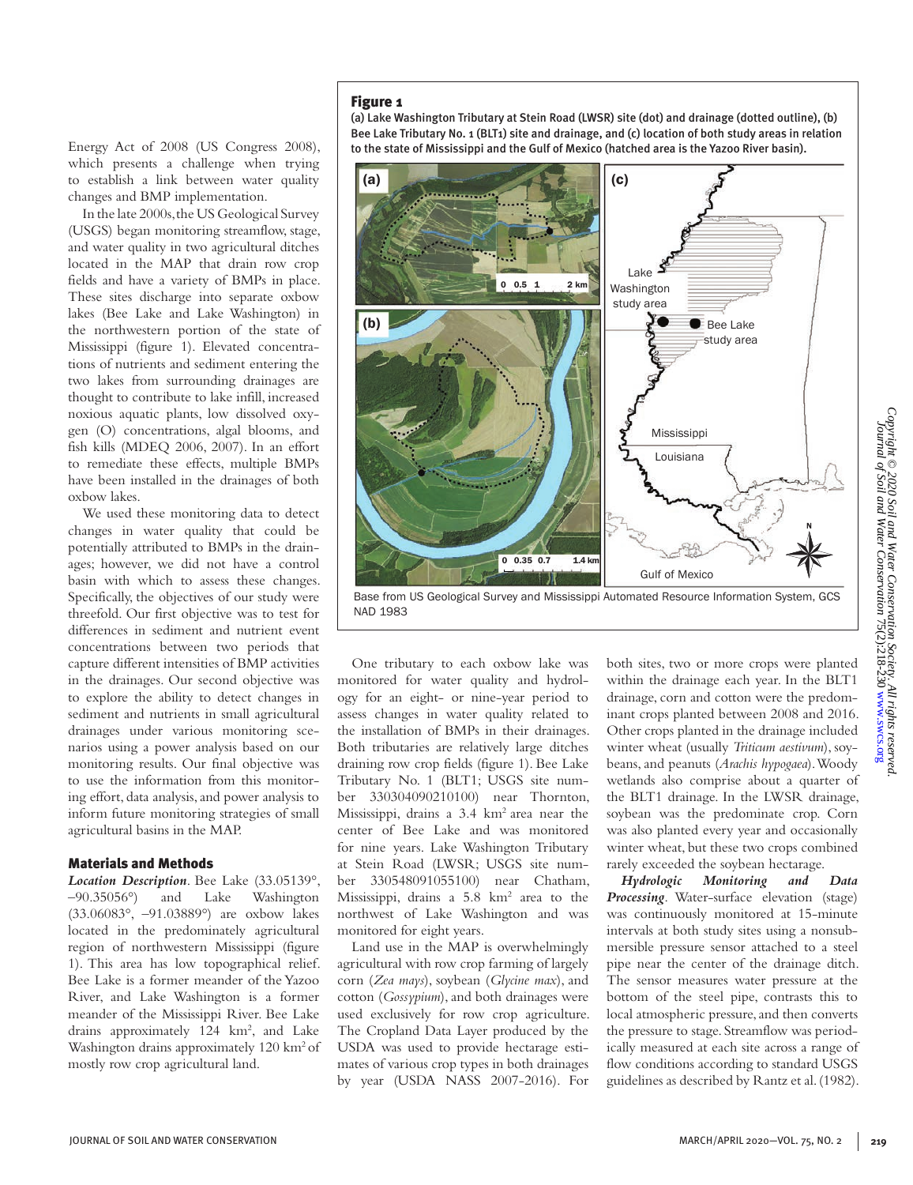Energy Act of 2008 (US Congress 2008), which presents a challenge when trying to establish a link between water quality changes and BMP implementation.

In the late 2000s, the US Geological Survey (USGS) began monitoring streamflow, stage, and water quality in two agricultural ditches located in the MAP that drain row crop fields and have a variety of BMPs in place. These sites discharge into separate oxbow lakes (Bee Lake and Lake Washington) in the northwestern portion of the state of Mississippi (figure 1). Elevated concentrations of nutrients and sediment entering the two lakes from surrounding drainages are thought to contribute to lake infill, increased noxious aquatic plants, low dissolved oxygen (O) concentrations, algal blooms, and fish kills (MDEQ 2006, 2007). In an effort to remediate these effects, multiple BMPs have been installed in the drainages of both oxbow lakes.

We used these monitoring data to detect changes in water quality that could be potentially attributed to BMPs in the drainages; however, we did not have a control basin with which to assess these changes. Specifically, the objectives of our study were threefold. Our first objective was to test for differences in sediment and nutrient event concentrations between two periods that capture different intensities of BMP activities in the drainages. Our second objective was to explore the ability to detect changes in sediment and nutrients in small agricultural drainages under various monitoring scenarios using a power analysis based on our monitoring results. Our final objective was to use the information from this monitoring effort, data analysis, and power analysis to inform future monitoring strategies of small agricultural basins in the MAP.

## Materials and Methods

***Location Description***. Bee Lake (33.05139°, –90.35056°) and Lake Washington (33.06083°, –91.03889°) are oxbow lakes located in the predominately agricultural region of northwestern Mississippi (figure 1). This area has low topographical relief. Bee Lake is a former meander of the Yazoo River, and Lake Washington is a former meander of the Mississippi River. Bee Lake drains approximately 124 km$^2$, and Lake Washington drains approximately 120 km$^2$ of mostly row crop agricultural land.

**Figure 1**

**(a) Lake Washington Tributary at Stein Road (LWSR) site (dot) and drainage (dotted outline), (b) Bee Lake Tributary No. 1 (BLT1) site and drainage, and (c) location of both study areas in relation to the state of Mississippi and the Gulf of Mexico (hatched area is the Yazoo River basin).**

Base from US Geological Survey and Mississippi Automated Resource Information System, GCS NAD 1983

One tributary to each oxbow lake was monitored for water quality and hydrology for an eight- or nine-year period to assess changes in water quality related to the installation of BMPs in their drainages. Both tributaries are relatively large ditches draining row crop fields (figure 1). Bee Lake Tributary No. 1 (BLT1; USGS site number 330304090210100) near Thornton, Mississippi, drains a 3.4 km$^2$ area near the center of Bee Lake and was monitored for nine years. Lake Washington Tributary at Stein Road (LWSR; USGS site number 330548091055100) near Chatham, Mississippi, drains a 5.8 km$^2$ area to the northwest of Lake Washington and was monitored for eight years.

Land use in the MAP is overwhelmingly agricultural with row crop farming of largely corn (*Zea mays*), soybean (*Glycine max*), and cotton (*Gossypium*), and both drainages were used exclusively for row crop agriculture. The Cropland Data Layer produced by the USDA was used to provide hectarage estimates of various crop types in both drainages by year (USDA NASS 2007-2016). For both sites, two or more crops were planted within the drainage each year. In the BLT1 drainage, corn and cotton were the predominant crops planted between 2008 and 2016. Other crops planted in the drainage included winter wheat (usually *Triticum aestivum*), soybeans, and peanuts (*Arachis hypogaea*). Woody wetlands also comprise about a quarter of the BLT1 drainage. In the LWSR drainage, soybean was the predominate crop. Corn was also planted every year and occasionally winter wheat, but these two crops combined rarely exceeded the soybean hectarage.

***Hydrologic Monitoring and Data Processing***. Water-surface elevation (stage) was continuously monitored at 15-minute intervals at both study sites using a nonsubmersible pressure sensor attached to a steel pipe near the center of the drainage ditch. The sensor measures water pressure at the bottom of the steel pipe, contrasts this to local atmospheric pressure, and then converts the pressure to stage. Streamflow was periodically measured at each site across a range of flow conditions according to standard USGS guidelines as described by Rantz et al. (1982).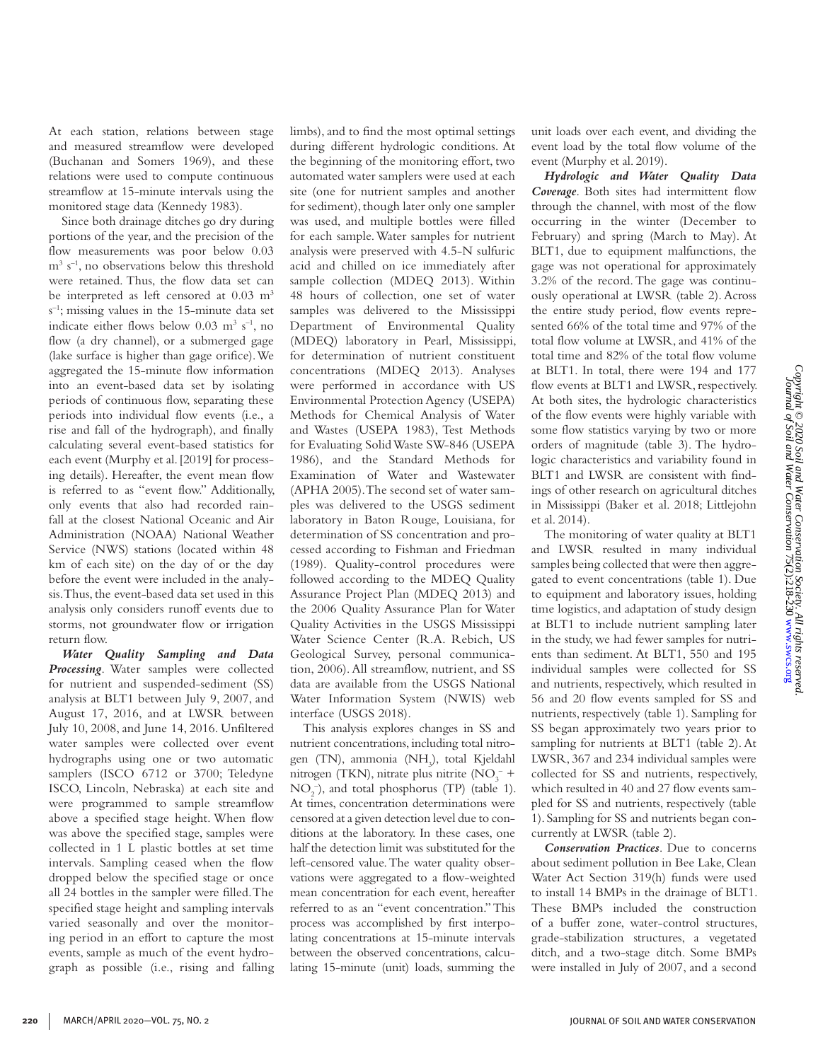At each station, relations between stage and measured streamflow were developed (Buchanan and Somers 1969), and these relations were used to compute continuous streamflow at 15-minute intervals using the monitored stage data (Kennedy 1983).

Since both drainage ditches go dry during portions of the year, and the precision of the flow measurements was poor below 0.03 $m^3 s^{-1}$, no observations below this threshold were retained. Thus, the flow data set can be interpreted as left censored at 0.03 $m^3 s^{-1}$; missing values in the 15-minute data set indicate either flows below 0.03 $m^3 s^{-1}$, no flow (a dry channel), or a submerged gage (lake surface is higher than gage orifice). We aggregated the 15-minute flow information into an event-based data set by isolating periods of continuous flow, separating these periods into individual flow events (i.e., a rise and fall of the hydrograph), and finally calculating several event-based statistics for each event (Murphy et al. [2019] for processing details). Hereafter, the event mean flow is referred to as "event flow." Additionally, only events that also had recorded rainfall at the closest National Oceanic and Air Administration (NOAA) National Weather Service (NWS) stations (located within 48 km of each site) on the day of or the day before the event were included in the analysis. Thus, the event-based data set used in this analysis only considers runoff events due to storms, not groundwater flow or irrigation return flow.

***Water Quality Sampling and Data Processing***. Water samples were collected for nutrient and suspended-sediment (SS) analysis at BLT1 between July 9, 2007, and August 17, 2016, and at LWSR between July 10, 2008, and June 14, 2016. Unfiltered water samples were collected over event hydrographs using one or two automatic samplers (ISCO 6712 or 3700; Teledyne ISCO, Lincoln, Nebraska) at each site and were programmed to sample streamflow above a specified stage height. When flow was above the specified stage, samples were collected in 1 L plastic bottles at set time intervals. Sampling ceased when the flow dropped below the specified stage or once all 24 bottles in the sampler were filled. The specified stage height and sampling intervals varied seasonally and over the monitoring period in an effort to capture the most events, sample as much of the event hydrograph as possible (i.e., rising and falling limbs), and to find the most optimal settings during different hydrologic conditions. At the beginning of the monitoring effort, two automated water samplers were used at each site (one for nutrient samples and another for sediment), though later only one sampler was used, and multiple bottles were filled for each sample. Water samples for nutrient analysis were preserved with 4.5-N sulfuric acid and chilled on ice immediately after sample collection (MDEQ 2013). Within 48 hours of collection, one set of water samples was delivered to the Mississippi Department of Environmental Quality (MDEQ) laboratory in Pearl, Mississippi, for determination of nutrient constituent concentrations (MDEQ 2013). Analyses were performed in accordance with US Environmental Protection Agency (USEPA) Methods for Chemical Analysis of Water and Wastes (USEPA 1983), Test Methods for Evaluating Solid Waste SW-846 (USEPA 1986), and the Standard Methods for Examination of Water and Wastewater (APHA 2005). The second set of water samples was delivered to the USGS sediment laboratory in Baton Rouge, Louisiana, for determination of SS concentration and processed according to Fishman and Friedman (1989). Quality-control procedures were followed according to the MDEQ Quality Assurance Project Plan (MDEQ 2013) and the 2006 Quality Assurance Plan for Water Quality Activities in the USGS Mississippi Water Science Center (R.A. Rebich, US Geological Survey, personal communication, 2006). All streamflow, nutrient, and SS data are available from the USGS National Water Information System (NWIS) web interface (USGS 2018).

This analysis explores changes in SS and nutrient concentrations, including total nitrogen (TN), ammonia ($NH_3$), total Kjeldahl nitrogen (TKN), nitrate plus nitrite ($NO_3^-$ + $NO_2^-$), and total phosphorus (TP) (table 1). At times, concentration determinations were censored at a given detection level due to conditions at the laboratory. In these cases, one half the detection limit was substituted for the left-censored value. The water quality observations were aggregated to a flow-weighted mean concentration for each event, hereafter referred to as an "event concentration." This process was accomplished by first interpolating concentrations at 15-minute intervals between the observed concentrations, calculating 15-minute (unit) loads, summing the unit loads over each event, and dividing the event load by the total flow volume of the event (Murphy et al. 2019).

***Hydrologic and Water Quality Data Coverage***. Both sites had intermittent flow through the channel, with most of the flow occurring in the winter (December to February) and spring (March to May). At BLT1, due to equipment malfunctions, the gage was not operational for approximately 3.2% of the record. The gage was continuously operational at LWSR (table 2). Across the entire study period, flow events represented 66% of the total time and 97% of the total flow volume at LWSR, and 41% of the total time and 82% of the total flow volume at BLT1. In total, there were 194 and 177 flow events at BLT1 and LWSR, respectively. At both sites, the hydrologic characteristics of the flow events were highly variable with some flow statistics varying by two or more orders of magnitude (table 3). The hydrologic characteristics and variability found in BLT1 and LWSR are consistent with findings of other research on agricultural ditches in Mississippi (Baker et al. 2018; Littlejohn et al. 2014).

The monitoring of water quality at BLT1 and LWSR resulted in many individual samples being collected that were then aggregated to event concentrations (table 1). Due to equipment and laboratory issues, holding time logistics, and adaptation of study design at BLT1 to include nutrient sampling later in the study, we had fewer samples for nutrients than sediment. At BLT1, 550 and 195 individual samples were collected for SS and nutrients, respectively, which resulted in 56 and 20 flow events sampled for SS and nutrients, respectively (table 1). Sampling for SS began approximately two years prior to sampling for nutrients at BLT1 (table 2). At LWSR, 367 and 234 individual samples were collected for SS and nutrients, respectively, which resulted in 40 and 27 flow events sampled for SS and nutrients, respectively (table 1). Sampling for SS and nutrients began concurrently at LWSR (table 2).

***Conservation Practices***. Due to concerns about sediment pollution in Bee Lake, Clean Water Act Section 319(h) funds were used to install 14 BMPs in the drainage of BLT1. These BMPs included the construction of a buffer zone, water-control structures, grade-stabilization structures, a vegetated ditch, and a two-stage ditch. Some BMPs were installed in July of 2007, and a second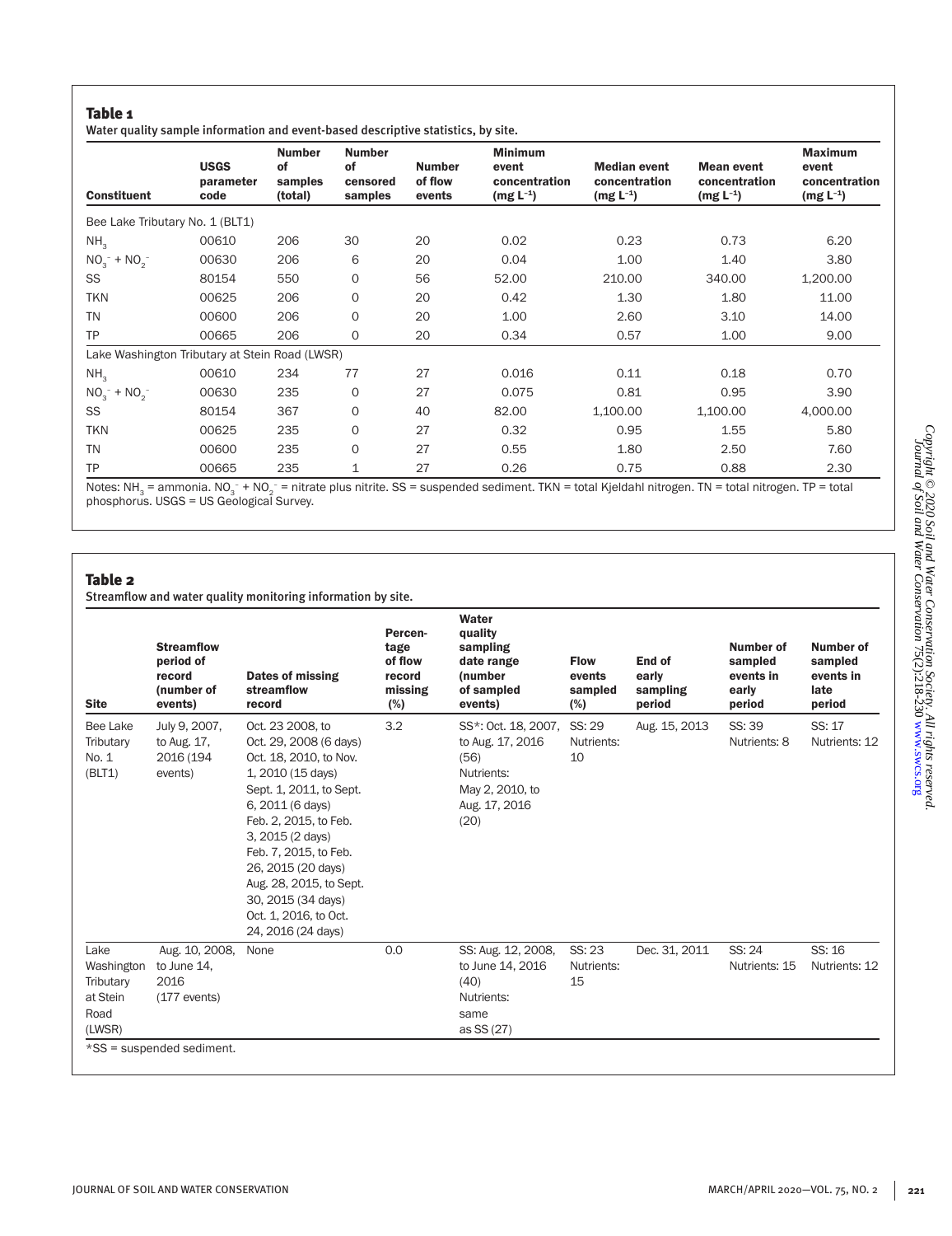**Table 1**

Water quality sample information and event-based descriptive statistics, by site.

| Constituent | USGS parameter code | Number of samples (total) | Number of censored samples | Number of flow events | Minimum event concentration (mg $L^{-1}$) | Median event concentration (mg $L^{-1}$) | Mean event concentration (mg $L^{-1}$) | Maximum event concentration (mg $L^{-1}$) |
|---|---|---|---|---|---|---|---|---|
| Bee Lake Tributary No. 1 (BLT1) | | | | | | | | |
| $NH_3$ | 00610 | 206 | 30 | 20 | 0.02 | 0.23 | 0.73 | 6.20 |
| $NO_3^- + NO_2^-$ | 00630 | 206 | 6 | 20 | 0.04 | 1.00 | 1.40 | 3.80 |
| SS | 80154 | 550 | 0 | 56 | 52.00 | 210.00 | 340.00 | 1,200.00 |
| TKN | 00625 | 206 | 0 | 20 | 0.42 | 1.30 | 1.80 | 11.00 |
| TN | 00600 | 206 | 0 | 20 | 1.00 | 2.60 | 3.10 | 14.00 |
| TP | 00665 | 206 | 0 | 20 | 0.34 | 0.57 | 1.00 | 9.00 |
| Lake Washington Tributary at Stein Road (LWSR) | | | | | | | | |
| $NH_3$ | 00610 | 234 | 77 | 27 | 0.016 | 0.11 | 0.18 | 0.70 |
| $NO_3^- + NO_2^-$ | 00630 | 235 | 0 | 27 | 0.075 | 0.81 | 0.95 | 3.90 |
| SS | 80154 | 367 | 0 | 40 | 82.00 | 1,100.00 | 1,100.00 | 4,000.00 |
| TKN | 00625 | 235 | 0 | 27 | 0.32 | 0.95 | 1.55 | 5.80 |
| TN | 00600 | 235 | 0 | 27 | 0.55 | 1.80 | 2.50 | 7.60 |
| TP | 00665 | 235 | 1 | 27 | 0.26 | 0.75 | 0.88 | 2.30 |

Notes: $NH_3$ = ammonia. $NO_3^- + NO_2^-$ = nitrate plus nitrite. SS = suspended sediment. TKN = total Kjeldahl nitrogen. TN = total nitrogen. TP = total phosphorus. USGS = US Geological Survey.

**Table 2**

Streamflow and water quality monitoring information by site.

| Site | Streamflow period of record (number of events) | Dates of missing streamflow record | Percentage of flow record missing (%) | Water quality sampling date range (number of sampled events) | Flow events sampled (%) | End of early sampling period | Number of sampled events in early period | Number of sampled events in late period |
|---|---|---|---|---|---|---|---|---|
| Bee Lake Tributary No. 1 (BLT1) | July 9, 2007, to Aug. 17, 2016 (194 events) | Oct. 23 2008, to Oct. 29, 2008 (6 days) Oct. 18, 2010, to Nov. 1, 2010 (15 days) Sept. 1, 2011, to Sept. 6, 2011 (6 days) Feb. 2, 2015, to Feb. 3, 2015 (2 days) Feb. 7, 2015, to Feb. 26, 2015 (20 days) Aug. 28, 2015, to Sept. 30, 2015 (34 days) Oct. 1, 2016, to Oct. 24, 2016 (24 days) | 3.2 | SS*: Oct. 18, 2007, to Aug. 17, 2016 (56) Nutrients: May 2, 2010, to Aug. 17, 2016 (20) | SS: 29 Nutrients: 10 | Aug. 15, 2013 | SS: 39 Nutrients: 8 | SS: 17 Nutrients: 12 |
| Lake Washington Tributary at Stein Road (LWSR) | Aug. 10, 2008, to June 14, 2016 (177 events) | None | 0.0 | SS: Aug. 12, 2008, to June 14, 2016 (40) Nutrients: same as SS (27) | SS: 23 Nutrients: 15 | Dec. 31, 2011 | SS: 24 Nutrients: 15 | SS: 16 Nutrients: 12 |

*SS = suspended sediment.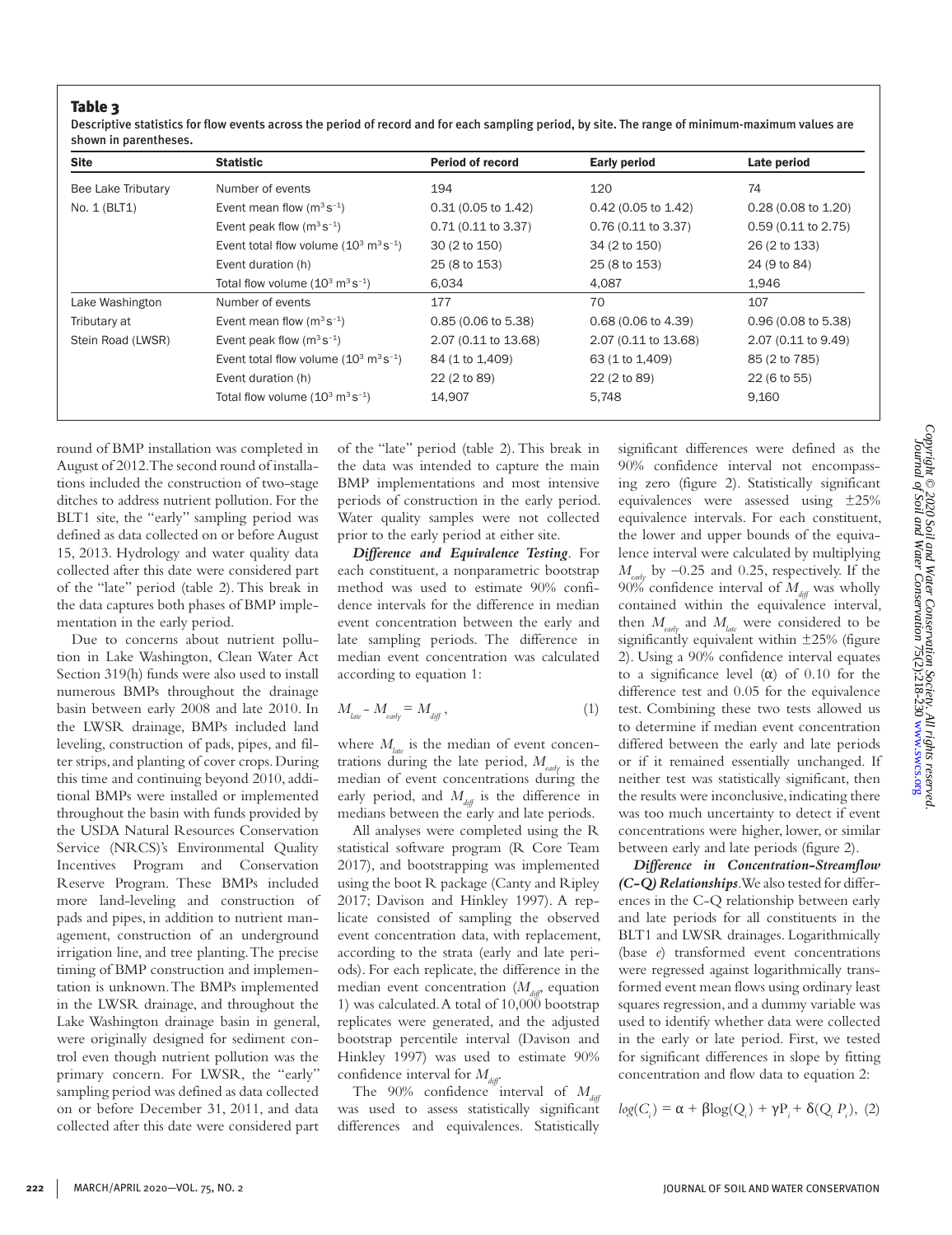**Table 3**

Descriptive statistics for flow events across the period of record and for each sampling period, by site. The range of minimum-maximum values are shown in parentheses.

| Site | Statistic | Period of record | Early period | Late period |
|---|---|---|---|---|
| Bee Lake Tributary No. 1 (BLT1) | Number of events | 194 | 120 | 74 |
| | Event mean flow ($m^3 s^{-1}$) | 0.31 (0.05 to 1.42) | 0.42 (0.05 to 1.42) | 0.28 (0.08 to 1.20) |
| | Event peak flow ($m^3 s^{-1}$) | 0.71 (0.11 to 3.37) | 0.76 (0.11 to 3.37) | 0.59 (0.11 to 2.75) |
| | Event total flow volume ($10^3$ $m^3 s^{-1}$) | 30 (2 to 150) | 34 (2 to 150) | 26 (2 to 133) |
| | Event duration (h) | 25 (8 to 153) | 25 (8 to 153) | 24 (9 to 84) |
| | Total flow volume ($10^3$ $m^3 s^{-1}$) | 6,034 | 4,087 | 1,946 |
| Lake Washington Tributary at Stein Road (LWSR) | Number of events | 177 | 70 | 107 |
| | Event mean flow ($m^3 s^{-1}$) | 0.85 (0.06 to 5.38) | 0.68 (0.06 to 4.39) | 0.96 (0.08 to 5.38) |
| | Event peak flow ($m^3 s^{-1}$) | 2.07 (0.11 to 13.68) | 2.07 (0.11 to 13.68) | 2.07 (0.11 to 9.49) |
| | Event total flow volume ($10^3$ $m^3 s^{-1}$) | 84 (1 to 1,409) | 63 (1 to 1,409) | 85 (2 to 785) |
| | Event duration (h) | 22 (2 to 89) | 22 (2 to 89) | 22 (6 to 55) |
| | Total flow volume ($10^3$ $m^3 s^{-1}$) | 14,907 | 5,748 | 9,160 |

round of BMP installation was completed in August of 2012. The second round of installations included the construction of two-stage ditches to address nutrient pollution. For the BLT1 site, the "early" sampling period was defined as data collected on or before August 15, 2013. Hydrology and water quality data collected after this date were considered part of the "late" period (table 2). This break in the data captures both phases of BMP implementation in the early period.

Due to concerns about nutrient pollution in Lake Washington, Clean Water Act Section 319(h) funds were also used to install numerous BMPs throughout the drainage basin between early 2008 and late 2010. In the LWSR drainage, BMPs included land leveling, construction of pads, pipes, and filter strips, and planting of cover crops. During this time and continuing beyond 2010, additional BMPs were installed or implemented throughout the basin with funds provided by the USDA Natural Resources Conservation Service (NRCS)'s Environmental Quality Incentives Program and Conservation Reserve Program. These BMPs included more land-leveling and construction of pads and pipes, in addition to nutrient management, construction of an underground irrigation line, and tree planting. The precise timing of BMP construction and implementation is unknown. The BMPs implemented in the LWSR drainage, and throughout the Lake Washington drainage basin in general, were originally designed for sediment control even though nutrient pollution was the primary concern. For LWSR, the "early" sampling period was defined as data collected on or before December 31, 2011, and data collected after this date were considered part of the "late" period (table 2). This break in the data was intended to capture the main BMP implementations and most intensive periods of construction in the early period. Water quality samples were not collected prior to the early period at either site.

***Difference and Equivalence Testing***. For each constituent, a nonparametric bootstrap method was used to estimate 90% confidence intervals for the difference in median event concentration between the early and late sampling periods. The difference in median event concentration was calculated according to equation 1:

$$M_{late} - M_{early} = M_{diff}, \tag{1}$$

where $M_{late}$ is the median of event concentrations during the late period, $M_{early}$ is the median of event concentrations during the early period, and $M_{diff}$ is the difference in medians between the early and late periods.

All analyses were completed using the R statistical software program (R Core Team 2017), and bootstrapping was implemented using the boot R package (Canty and Ripley 2017; Davison and Hinkley 1997). A replicate consisted of sampling the observed event concentration data, with replacement, according to the strata (early and late periods). For each replicate, the difference in the median event concentration ($M_{diff}$, equation 1) was calculated. A total of 10,000 bootstrap replicates were generated, and the adjusted bootstrap percentile interval (Davison and Hinkley 1997) was used to estimate 90% confidence interval for $M_{diff}$.

The 90% confidence interval of $M_{diff}$ was used to assess statistically significant differences and equivalences. Statistically significant differences were defined as the 90% confidence interval not encompassing zero (figure 2). Statistically significant equivalences were assessed using ±25% equivalence intervals. For each constituent, the lower and upper bounds of the equivalence interval were calculated by multiplying $M_{early}$ by −0.25 and 0.25, respectively. If the 90% confidence interval of $M_{diff}$ was wholly contained within the equivalence interval, then $M_{early}$ and $M_{late}$ were considered to be significantly equivalent within ±25% (figure 2). Using a 90% confidence interval equates to a significance level (α) of 0.10 for the difference test and 0.05 for the equivalence test. Combining these two tests allowed us to determine if median event concentration differed between the early and late periods or if it remained essentially unchanged. If neither test was statistically significant, then the results were inconclusive, indicating there was too much uncertainty to detect if event concentrations were higher, lower, or similar between early and late periods (figure 2).

***Difference in Concentration-Streamflow (C-Q) Relationships***. We also tested for differences in the C-Q relationship between early and late periods for all constituents in the BLT1 and LWSR drainages. Logarithmically (base *e*) transformed event concentrations were regressed against logarithmically transformed event mean flows using ordinary least squares regression, and a dummy variable was used to identify whether data were collected in the early or late period. First, we tested for significant differences in slope by fitting concentration and flow data to equation 2:

$$log(C_i) = \alpha + \beta log(Q_i) + \gamma P_i + \delta(Q_i\ P_i), \tag{2}$$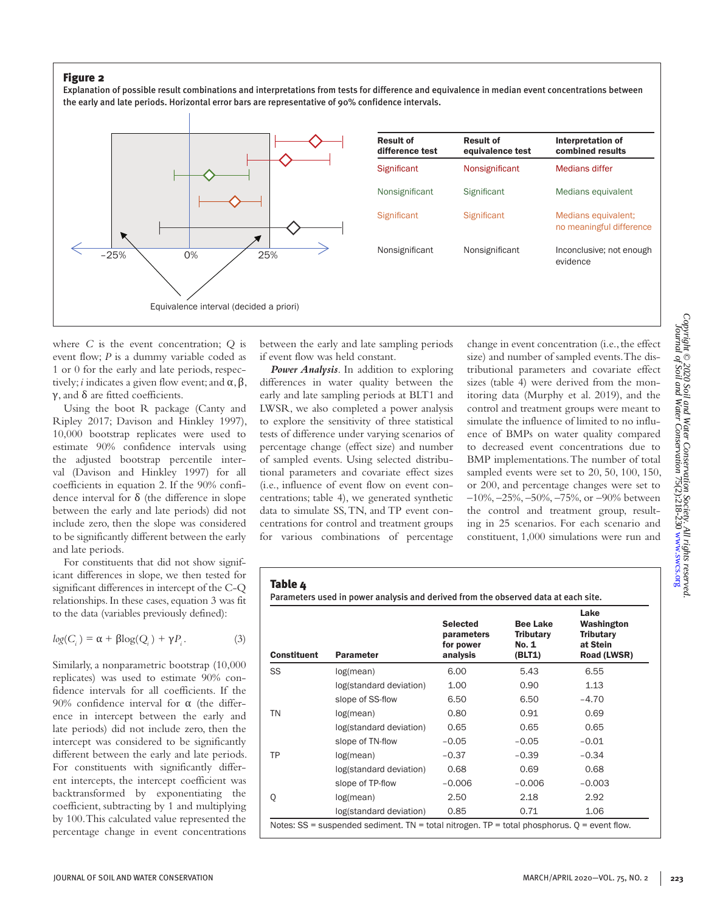## Figure 2

Explanation of possible result combinations and interpretations from tests for difference and equivalence in median event concentrations between the early and late periods. Horizontal error bars are representative of 90% confidence intervals.

| Result of difference test | Result of equivalence test | Interpretation of combined results |
|---|---|---|
| Significant | Nonsignificant | Medians differ |
| Nonsignificant | Significant | Medians equivalent |
| Significant | Significant | Medians equivalent; no meaningful difference |
| Nonsignificant | Nonsignificant | Inconclusive; not enough evidence |

–25% 0% 25%

Equivalence interval (decided a priori)

where $C$ is the event concentration; $Q$ is event flow; $P$ is a dummy variable coded as 1 or 0 for the early and late periods, respectively; $i$ indicates a given flow event; and $\alpha$, $\beta$, $\gamma$, and $\delta$ are fitted coefficients.

Using the boot R package (Canty and Ripley 2017; Davison and Hinkley 1997), 10,000 bootstrap replicates were used to estimate 90% confidence intervals using the adjusted bootstrap percentile interval (Davison and Hinkley 1997) for all coefficients in equation 2. If the 90% confidence interval for $\delta$ (the difference in slope between the early and late periods) did not include zero, then the slope was considered to be significantly different between the early and late periods.

For constituents that did not show significant differences in slope, we then tested for significant differences in intercept of the C-Q relationships. In these cases, equation 3 was fit to the data (variables previously defined):

$$log(C_i) = \alpha + \beta log(Q_i) + \gamma P_i. \quad (3)$$

Similarly, a nonparametric bootstrap (10,000 replicates) was used to estimate 90% confidence intervals for all coefficients. If the 90% confidence interval for $\alpha$ (the difference in intercept between the early and late periods) did not include zero, then the intercept was considered to be significantly different between the early and late periods. For constituents with significantly different intercepts, the intercept coefficient was backtransformed by exponentiating the coefficient, subtracting by 1 and multiplying by 100. This calculated value represented the percentage change in event concentrations between the early and late sampling periods if event flow was held constant.

***Power Analysis***. In addition to exploring differences in water quality between the early and late sampling periods at BLT1 and LWSR, we also completed a power analysis to explore the sensitivity of three statistical tests of difference under varying scenarios of percentage change (effect size) and number of sampled events. Using selected distributional parameters and covariate effect sizes (i.e., influence of event flow on event concentrations; table 4), we generated synthetic data to simulate SS, TN, and TP event concentrations for control and treatment groups for various combinations of percentage change in event concentration (i.e., the effect size) and number of sampled events. The distributional parameters and covariate effect sizes (table 4) were derived from the monitoring data (Murphy et al. 2019), and the control and treatment groups were meant to simulate the influence of limited to no influence of BMPs on water quality compared to decreased event concentrations due to BMP implementations. The number of total sampled events were set to 20, 50, 100, 150, or 200, and percentage changes were set to –10%, –25%, –50%, –75%, or –90% between the control and treatment group, resulting in 25 scenarios. For each scenario and constituent, 1,000 simulations were run and

## Table 4

Parameters used in power analysis and derived from the observed data at each site.

| Constituent | Parameter | Selected parameters for power analysis | Bee Lake Tributary No. 1 (BLT1) | Lake Washington Tributary at Stein Road (LWSR) |
|---|---|---|---|---|
| SS | log(mean) | 6.00 | 5.43 | 6.55 |
| | log(standard deviation) | 1.00 | 0.90 | 1.13 |
| | slope of SS-flow | 6.50 | 6.50 | –4.70 |
| TN | log(mean) | 0.80 | 0.91 | 0.69 |
| | log(standard deviation) | 0.65 | 0.65 | 0.65 |
| | slope of TN-flow | –0.05 | –0.05 | –0.01 |
| TP | log(mean) | –0.37 | –0.39 | –0.34 |
| | log(standard deviation) | 0.68 | 0.69 | 0.68 |
| | slope of TP-flow | –0.006 | –0.006 | –0.003 |
| Q | log(mean) | 2.50 | 2.18 | 2.92 |
| | log(standard deviation) | 0.85 | 0.71 | 1.06 |

Notes: SS = suspended sediment. TN = total nitrogen. TP = total phosphorus. Q = event flow.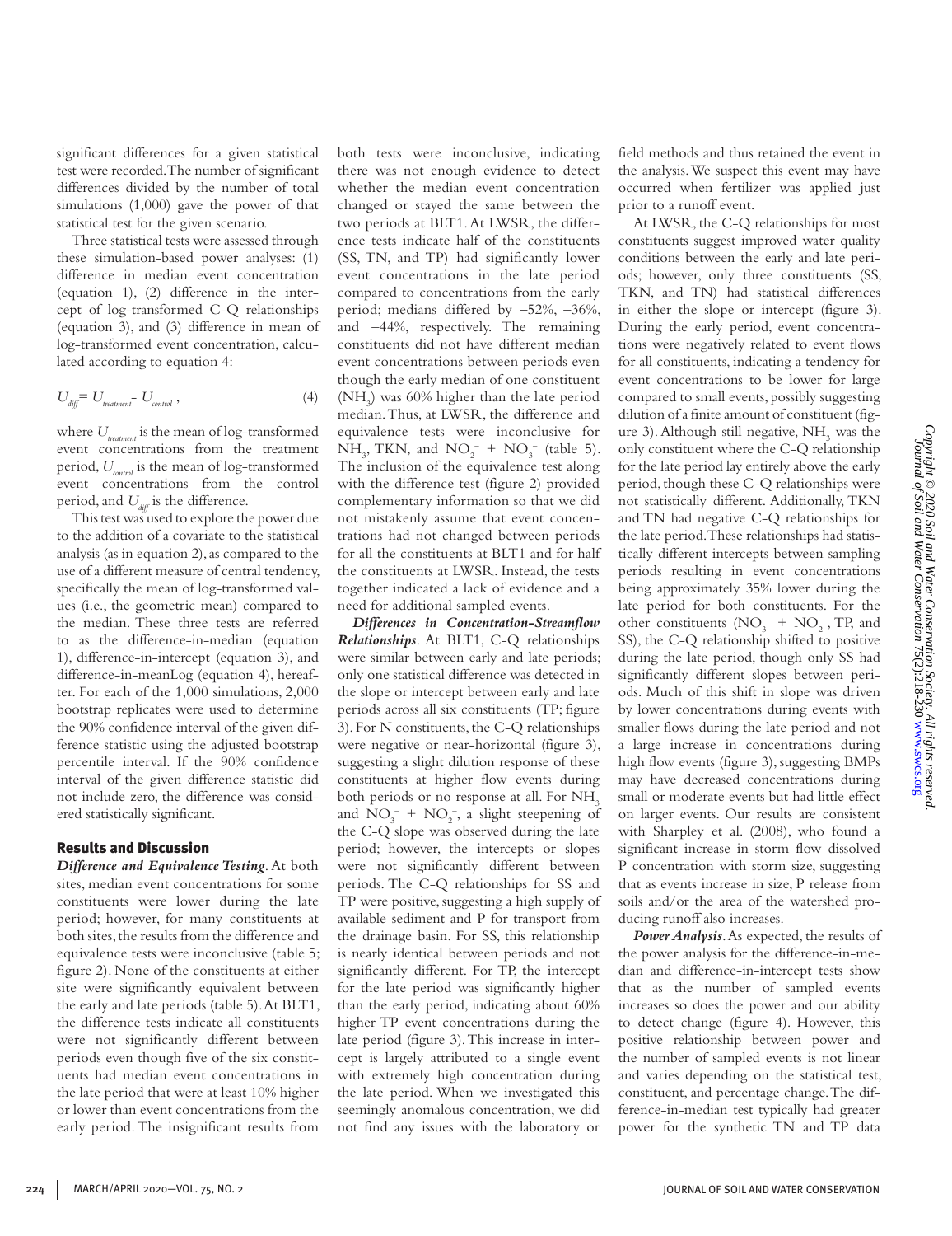significant differences for a given statistical test were recorded. The number of significant differences divided by the number of total simulations (1,000) gave the power of that statistical test for the given scenario.

Three statistical tests were assessed through these simulation-based power analyses: (1) difference in median event concentration (equation 1), (2) difference in the intercept of log-transformed C-Q relationships (equation 3), and (3) difference in mean of log-transformed event concentration, calculated according to equation 4:

$$U_{diff} = U_{treatment} - U_{control} , \tag{4}$$

where $U_{treatment}$ is the mean of log-transformed event concentrations from the treatment period, $U_{control}$ is the mean of log-transformed event concentrations from the control period, and $U_{diff}$ is the difference.

This test was used to explore the power due to the addition of a covariate to the statistical analysis (as in equation 2), as compared to the use of a different measure of central tendency, specifically the mean of log-transformed values (i.e., the geometric mean) compared to the median. These three tests are referred to as the difference-in-median (equation 1), difference-in-intercept (equation 3), and difference-in-meanLog (equation 4), hereafter. For each of the 1,000 simulations, 2,000 bootstrap replicates were used to determine the 90% confidence interval of the given difference statistic using the adjusted bootstrap percentile interval. If the 90% confidence interval of the given difference statistic did not include zero, the difference was considered statistically significant.

## Results and Discussion

***Difference and Equivalence Testing***. At both sites, median event concentrations for some constituents were lower during the late period; however, for many constituents at both sites, the results from the difference and equivalence tests were inconclusive (table 5; figure 2). None of the constituents at either site were significantly equivalent between the early and late periods (table 5). At BLT1, the difference tests indicate all constituents were not significantly different between periods even though five of the six constituents had median event concentrations in the late period that were at least 10% higher or lower than event concentrations from the early period. The insignificant results from both tests were inconclusive, indicating there was not enough evidence to detect whether the median event concentration changed or stayed the same between the two periods at BLT1. At LWSR, the difference tests indicate half of the constituents (SS, TN, and TP) had significantly lower event concentrations in the late period compared to concentrations from the early period; medians differed by −52%, −36%, and −44%, respectively. The remaining constituents did not have different median event concentrations between periods even though the early median of one constituent ($NH_3$) was 60% higher than the late period median. Thus, at LWSR, the difference and equivalence tests were inconclusive for $NH_3$, TKN, and $NO_2^- + NO_3^-$ (table 5). The inclusion of the equivalence test along with the difference test (figure 2) provided complementary information so that we did not mistakenly assume that event concentrations had not changed between periods for all the constituents at BLT1 and for half the constituents at LWSR. Instead, the tests together indicated a lack of evidence and a need for additional sampled events.

***Differences in Concentration-Streamflow Relationships***. At BLT1, C-Q relationships were similar between early and late periods; only one statistical difference was detected in the slope or intercept between early and late periods across all six constituents (TP; figure 3). For N constituents, the C-Q relationships were negative or near-horizontal (figure 3), suggesting a slight dilution response of these constituents at higher flow events during both periods or no response at all. For $NH_3$ and $NO_3^- + NO_2^-$, a slight steepening of the C-Q slope was observed during the late period; however, the intercepts or slopes were not significantly different between periods. The C-Q relationships for SS and TP were positive, suggesting a high supply of available sediment and P for transport from the drainage basin. For SS, this relationship is nearly identical between periods and not significantly different. For TP, the intercept for the late period was significantly higher than the early period, indicating about 60% higher TP event concentrations during the late period (figure 3). This increase in intercept is largely attributed to a single event with extremely high concentration during the late period. When we investigated this seemingly anomalous concentration, we did not find any issues with the laboratory or field methods and thus retained the event in the analysis. We suspect this event may have occurred when fertilizer was applied just prior to a runoff event.

At LWSR, the C-Q relationships for most constituents suggest improved water quality conditions between the early and late periods; however, only three constituents (SS, TKN, and TN) had statistical differences in either the slope or intercept (figure 3). During the early period, event concentrations were negatively related to event flows for all constituents, indicating a tendency for event concentrations to be lower for large compared to small events, possibly suggesting dilution of a finite amount of constituent (figure 3). Although still negative, $NH_3$ was the only constituent where the C-Q relationship for the late period lay entirely above the early period, though these C-Q relationships were not statistically different. Additionally, TKN and TN had negative C-Q relationships for the late period. These relationships had statistically different intercepts between sampling periods resulting in event concentrations being approximately 35% lower during the late period for both constituents. For the other constituents ($NO_3^- + NO_2^-$, TP, and SS), the C-Q relationship shifted to positive during the late period, though only SS had significantly different slopes between periods. Much of this shift in slope was driven by lower concentrations during events with smaller flows during the late period and not a large increase in concentrations during high flow events (figure 3), suggesting BMPs may have decreased concentrations during small or moderate events but had little effect on larger events. Our results are consistent with Sharpley et al. (2008), who found a significant increase in storm flow dissolved P concentration with storm size, suggesting that as events increase in size, P release from soils and/or the area of the watershed producing runoff also increases.

***Power Analysis***. As expected, the results of the power analysis for the difference-in-median and difference-in-intercept tests show that as the number of sampled events increases so does the power and our ability to detect change (figure 4). However, this positive relationship between power and the number of sampled events is not linear and varies depending on the statistical test, constituent, and percentage change. The difference-in-median test typically had greater power for the synthetic TN and TP data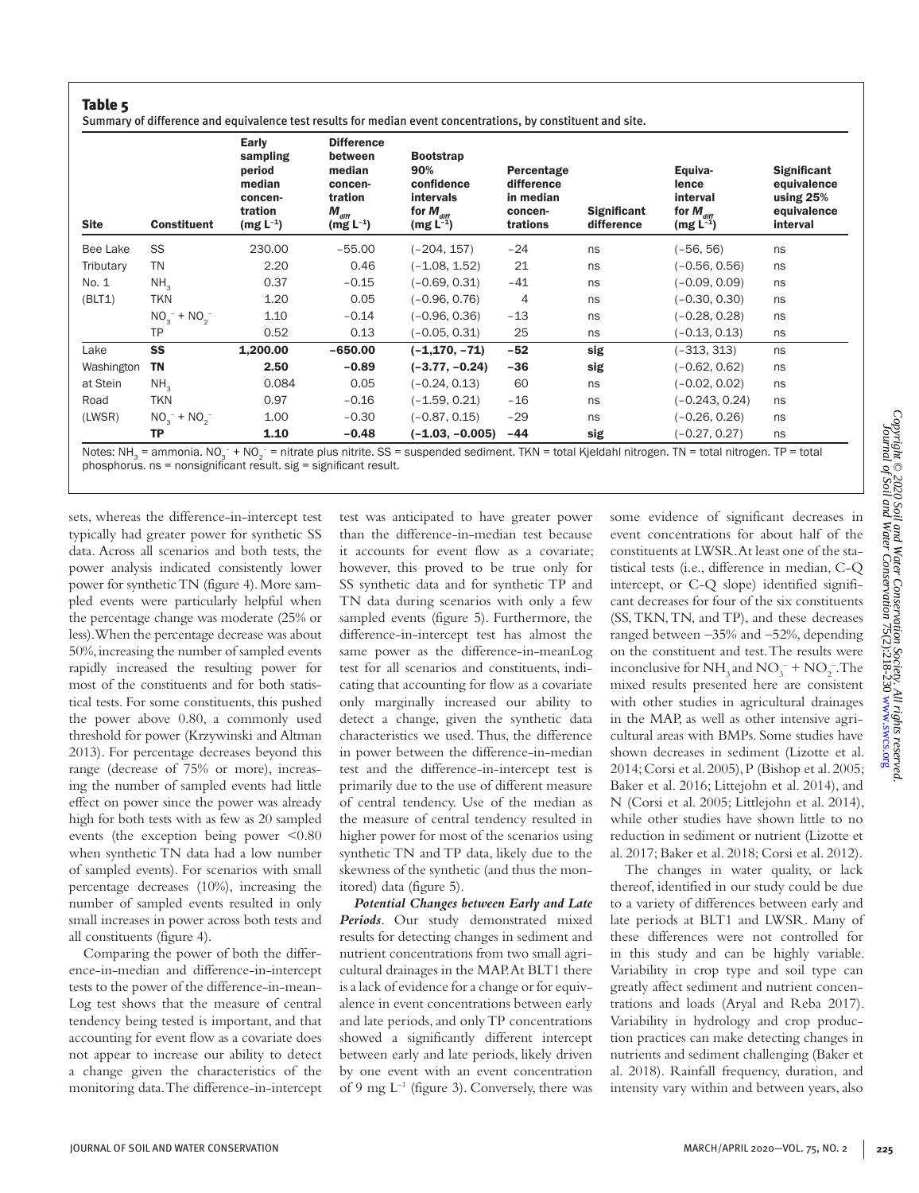**Table 5**

Summary of difference and equivalence test results for median event concentrations, by constituent and site.

| Site | Constituent | Early sampling period median concentration (mg $L^{-1}$) | Difference between median concentration $M_{diff}$ (mg $L^{-1}$) | Bootstrap 90% confidence intervals for $M_{diff}$ (mg $L^{-1}$) | Percentage difference in median concentrations | Significant difference | Equivalence interval for $M_{diff}$ (mg $L^{-1}$) | Significant equivalence using 25% equivalence interval |
|---|---|---|---|---|---|---|---|---|
| Bee Lake Tributary No. 1 (BLT1) | SS | 230.00 | −55.00 | (−204, 157) | −24 | ns | (−56, 56) | ns |
| | TN | 2.20 | 0.46 | (−1.08, 1.52) | 21 | ns | (−0.56, 0.56) | ns |
| | $NH_3$ | 0.37 | −0.15 | (−0.69, 0.31) | −41 | ns | (−0.09, 0.09) | ns |
| | TKN | 1.20 | 0.05 | (−0.96, 0.76) | 4 | ns | (−0.30, 0.30) | ns |
| | $NO_3^- + NO_2^-$ | 1.10 | −0.14 | (−0.96, 0.36) | −13 | ns | (−0.28, 0.28) | ns |
| | TP | 0.52 | 0.13 | (−0.05, 0.31) | 25 | ns | (−0.13, 0.13) | ns |
| Lake Washington at Stein Road (LWSR) | **SS** | **1,200.00** | **−650.00** | **(−1,170, −71)** | **−52** | **sig** | (−313, 313) | ns |
| | **TN** | **2.50** | **−0.89** | **(−3.77, −0.24)** | **−36** | **sig** | (−0.62, 0.62) | ns |
| | $NH_3$ | 0.084 | 0.05 | (−0.24, 0.13) | 60 | ns | (−0.02, 0.02) | ns |
| | TKN | 0.97 | −0.16 | (−1.59, 0.21) | −16 | ns | (−0.243, 0.24) | ns |
| | $NO_3^- + NO_2^-$ | 1.00 | −0.30 | (−0.87, 0.15) | −29 | ns | (−0.26, 0.26) | ns |
| | **TP** | **1.10** | **−0.48** | **(−1.03, −0.005)** | **−44** | **sig** | (−0.27, 0.27) | ns |

Notes: $NH_3$ = ammonia. $NO_3^- + NO_2^-$ = nitrate plus nitrite. SS = suspended sediment. TKN = total Kjeldahl nitrogen. TN = total nitrogen. TP = total phosphorus. ns = nonsignificant result. sig = significant result.

sets, whereas the difference-in-intercept test typically had greater power for synthetic SS data. Across all scenarios and both tests, the power analysis indicated consistently lower power for synthetic TN (figure 4). More sampled events were particularly helpful when the percentage change was moderate (25% or less). When the percentage decrease was about 50%, increasing the number of sampled events rapidly increased the resulting power for most of the constituents and for both statistical tests. For some constituents, this pushed the power above 0.80, a commonly used threshold for power (Krzywinski and Altman 2013). For percentage decreases beyond this range (decrease of 75% or more), increasing the number of sampled events had little effect on power since the power was already high for both tests with as few as 20 sampled events (the exception being power <0.80 when synthetic TN data had a low number of sampled events). For scenarios with small percentage decreases (10%), increasing the number of sampled events resulted in only small increases in power across both tests and all constituents (figure 4).

Comparing the power of both the difference-in-median and difference-in-intercept tests to the power of the difference-in-meanLog test shows that the measure of central tendency being tested is important, and that accounting for event flow as a covariate does not appear to increase our ability to detect a change given the characteristics of the monitoring data. The difference-in-intercept test was anticipated to have greater power than the difference-in-median test because it accounts for event flow as a covariate; however, this proved to be true only for SS synthetic data and for synthetic TP and TN data during scenarios with only a few sampled events (figure 5). Furthermore, the difference-in-intercept test has almost the same power as the difference-in-meanLog test for all scenarios and constituents, indicating that accounting for flow as a covariate only marginally increased our ability to detect a change, given the synthetic data characteristics we used. Thus, the difference in power between the difference-in-median test and the difference-in-intercept test is primarily due to the use of different measure of central tendency. Use of the median as the measure of central tendency resulted in higher power for most of the scenarios using synthetic TN and TP data, likely due to the skewness of the synthetic (and thus the monitored) data (figure 5).

***Potential Changes between Early and Late Periods***. Our study demonstrated mixed results for detecting changes in sediment and nutrient concentrations from two small agricultural drainages in the MAP. At BLT1 there is a lack of evidence for a change or for equivalence in event concentrations between early and late periods, and only TP concentrations showed a significantly different intercept between early and late periods, likely driven by one event with an event concentration of 9 mg $L^{-1}$ (figure 3). Conversely, there was some evidence of significant decreases in event concentrations for about half of the constituents at LWSR. At least one of the statistical tests (i.e., difference in median, C-Q intercept, or C-Q slope) identified significant decreases for four of the six constituents (SS, TKN, TN, and TP), and these decreases ranged between −35% and −52%, depending on the constituent and test. The results were inconclusive for $NH_3$ and $NO_3^- + NO_2^-$. The mixed results presented here are consistent with other studies in agricultural drainages in the MAP, as well as other intensive agricultural areas with BMPs. Some studies have shown decreases in sediment (Lizotte et al. 2014; Corsi et al. 2005), P (Bishop et al. 2005; Baker et al. 2016; Littejohn et al. 2014), and N (Corsi et al. 2005; Littlejohn et al. 2014), while other studies have shown little to no reduction in sediment or nutrient (Lizotte et al. 2017; Baker et al. 2018; Corsi et al. 2012).

The changes in water quality, or lack thereof, identified in our study could be due to a variety of differences between early and late periods at BLT1 and LWSR. Many of these differences were not controlled for in this study and can be highly variable. Variability in crop type and soil type can greatly affect sediment and nutrient concentrations and loads (Aryal and Reba 2017). Variability in hydrology and crop production practices can make detecting changes in nutrients and sediment challenging (Baker et al. 2018). Rainfall frequency, duration, and intensity vary within and between years, also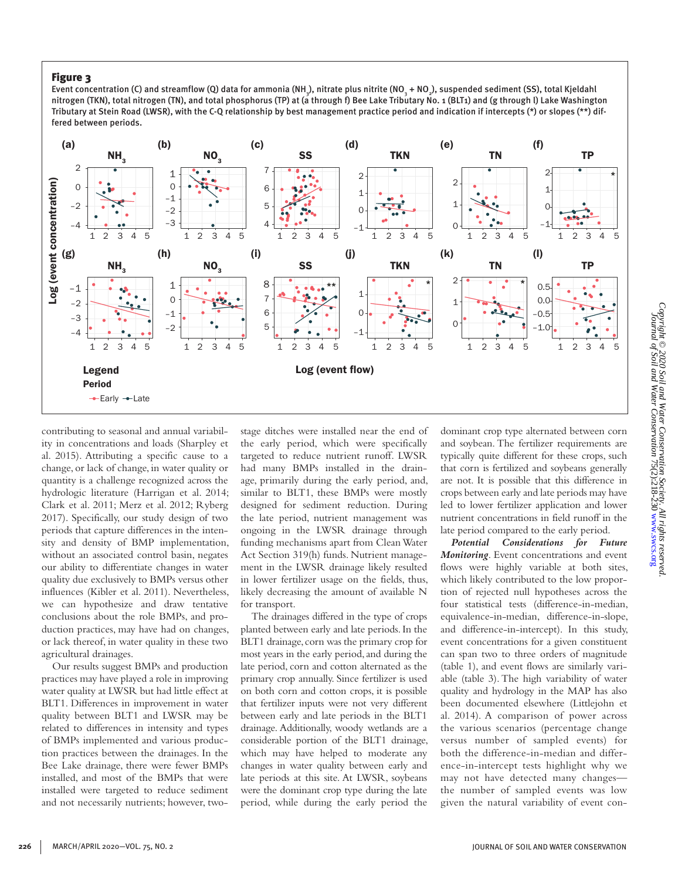**Figure 3**

Event concentration (C) and streamflow (Q) data for ammonia ($NH_3$), nitrate plus nitrite ($NO_3 + NO_2$), suspended sediment (SS), total Kjeldahl nitrogen (TKN), total nitrogen (TN), and total phosphorus (TP) at (a through f) Bee Lake Tributary No. 1 (BLT1) and (g through l) Lake Washington Tributary at Stein Road (LWSR), with the C-Q relationship by best management practice period and indication if intercepts (*) or slopes (**) differed between periods.

contributing to seasonal and annual variability in concentrations and loads (Sharpley et al. 2015). Attributing a specific cause to a change, or lack of change, in water quality or quantity is a challenge recognized across the hydrologic literature (Harrigan et al. 2014; Clark et al. 2011; Merz et al. 2012; Ryberg 2017). Specifically, our study design of two periods that capture differences in the intensity and density of BMP implementation, without an associated control basin, negates our ability to differentiate changes in water quality due exclusively to BMPs versus other influences (Kibler et al. 2011). Nevertheless, we can hypothesize and draw tentative conclusions about the role BMPs, and production practices, may have had on changes, or lack thereof, in water quality in these two agricultural drainages.

Our results suggest BMPs and production practices may have played a role in improving water quality at LWSR but had little effect at BLT1. Differences in improvement in water quality between BLT1 and LWSR may be related to differences in intensity and types of BMPs implemented and various production practices between the drainages. In the Bee Lake drainage, there were fewer BMPs installed, and most of the BMPs that were installed were targeted to reduce sediment and not necessarily nutrients; however, two-stage ditches were installed near the end of the early period, which were specifically targeted to reduce nutrient runoff. LWSR had many BMPs installed in the drainage, primarily during the early period, and, similar to BLT1, these BMPs were mostly designed for sediment reduction. During the late period, nutrient management was ongoing in the LWSR drainage through funding mechanisms apart from Clean Water Act Section 319(h) funds. Nutrient management in the LWSR drainage likely resulted in lower fertilizer usage on the fields, thus, likely decreasing the amount of available N for transport.

The drainages differed in the type of crops planted between early and late periods. In the BLT1 drainage, corn was the primary crop for most years in the early period, and during the late period, corn and cotton alternated as the primary crop annually. Since fertilizer is used on both corn and cotton crops, it is possible that fertilizer inputs were not very different between early and late periods in the BLT1 drainage. Additionally, woody wetlands are a considerable portion of the BLT1 drainage, which may have helped to moderate any changes in water quality between early and late periods at this site. At LWSR, soybeans were the dominant crop type during the late period, while during the early period the dominant crop type alternated between corn and soybean. The fertilizer requirements are typically quite different for these crops, such that corn is fertilized and soybeans generally are not. It is possible that this difference in crops between early and late periods may have led to lower fertilizer application and lower nutrient concentrations in field runoff in the late period compared to the early period.

***Potential Considerations for Future Monitoring***. Event concentrations and event flows were highly variable at both sites, which likely contributed to the low proportion of rejected null hypotheses across the four statistical tests (difference-in-median, equivalence-in-median, difference-in-slope, and difference-in-intercept). In this study, event concentrations for a given constituent can span two to three orders of magnitude (table 1), and event flows are similarly variable (table 3). The high variability of water quality and hydrology in the MAP has also been documented elsewhere (Littlejohn et al. 2014). A comparison of power across the various scenarios (percentage change versus number of sampled events) for both the difference-in-median and difference-in-intercept tests highlight why we may not have detected many changes—the number of sampled events was low given the natural variability of event con-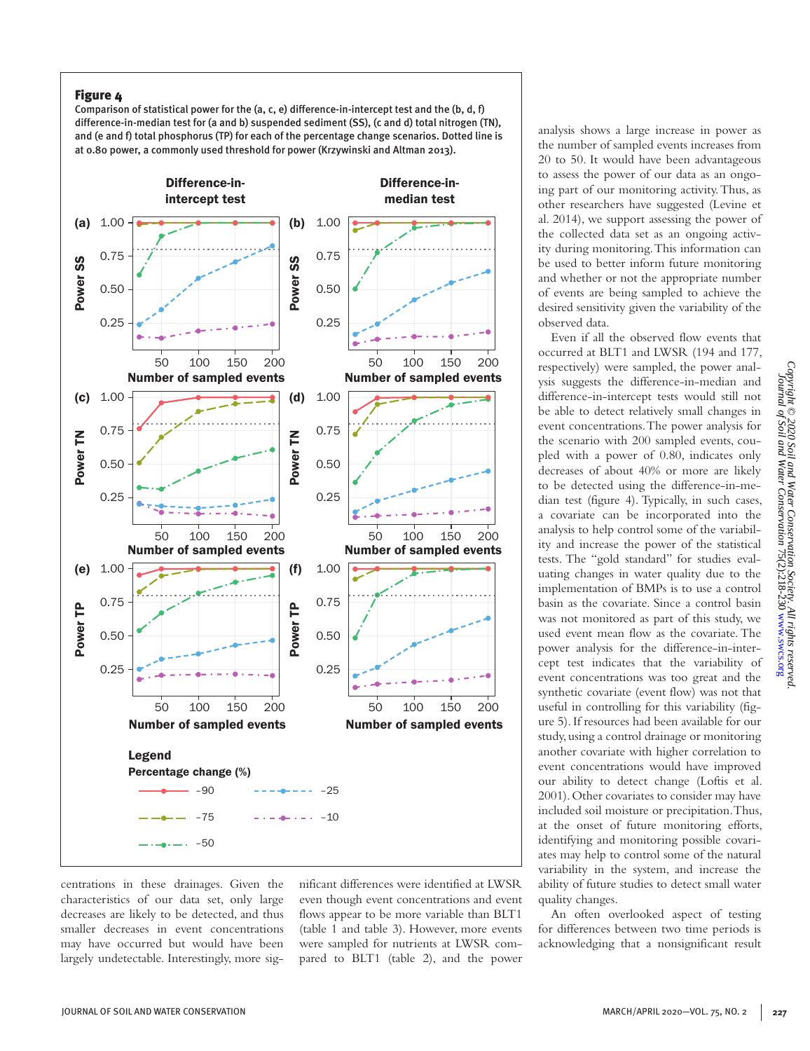**Figure 4**

Comparison of statistical power for the (a, c, e) difference-in-intercept test and the (b, d, f) difference-in-median test for (a and b) suspended sediment (SS), (c and d) total nitrogen (TN), and (e and f) total phosphorus (TP) for each of the percentage change scenarios. Dotted line is at 0.80 power, a commonly used threshold for power (Krzywinski and Altman 2013).

centrations in these drainages. Given the characteristics of our data set, only large decreases are likely to be detected, and thus smaller decreases in event concentrations may have occurred but would have been largely undetectable. Interestingly, more significant differences were identified at LWSR even though event concentrations and event flows appear to be more variable than BLT1 (table 1 and table 3). However, more events were sampled for nutrients at LWSR compared to BLT1 (table 2), and the power analysis shows a large increase in power as the number of sampled events increases from 20 to 50. It would have been advantageous to assess the power of our data as an ongoing part of our monitoring activity. Thus, as other researchers have suggested (Levine et al. 2014), we support assessing the power of the collected data set as an ongoing activity during monitoring. This information can be used to better inform future monitoring and whether or not the appropriate number of events are being sampled to achieve the desired sensitivity given the variability of the observed data.

Even if all the observed flow events that occurred at BLT1 and LWSR (194 and 177, respectively) were sampled, the power analysis suggests the difference-in-median and difference-in-intercept tests would still not be able to detect relatively small changes in event concentrations. The power analysis for the scenario with 200 sampled events, coupled with a power of 0.80, indicates only decreases of about 40% or more are likely to be detected using the difference-in-median test (figure 4). Typically, in such cases, a covariate can be incorporated into the analysis to help control some of the variability and increase the power of the statistical tests. The "gold standard" for studies evaluating changes in water quality due to the implementation of BMPs is to use a control basin as the covariate. Since a control basin was not monitored as part of this study, we used event mean flow as the covariate. The power analysis for the difference-in-intercept test indicates that the variability of event concentrations was too great and the synthetic covariate (event flow) was not that useful in controlling for this variability (figure 5). If resources had been available for our study, using a control drainage or monitoring another covariate with higher correlation to event concentrations would have improved our ability to detect change (Loftis et al. 2001). Other covariates to consider may have included soil moisture or precipitation. Thus, at the onset of future monitoring efforts, identifying and monitoring possible covariates may help to control some of the natural variability in the system, and increase the ability of future studies to detect small water quality changes.

An often overlooked aspect of testing for differences between two time periods is acknowledging that a nonsignificant result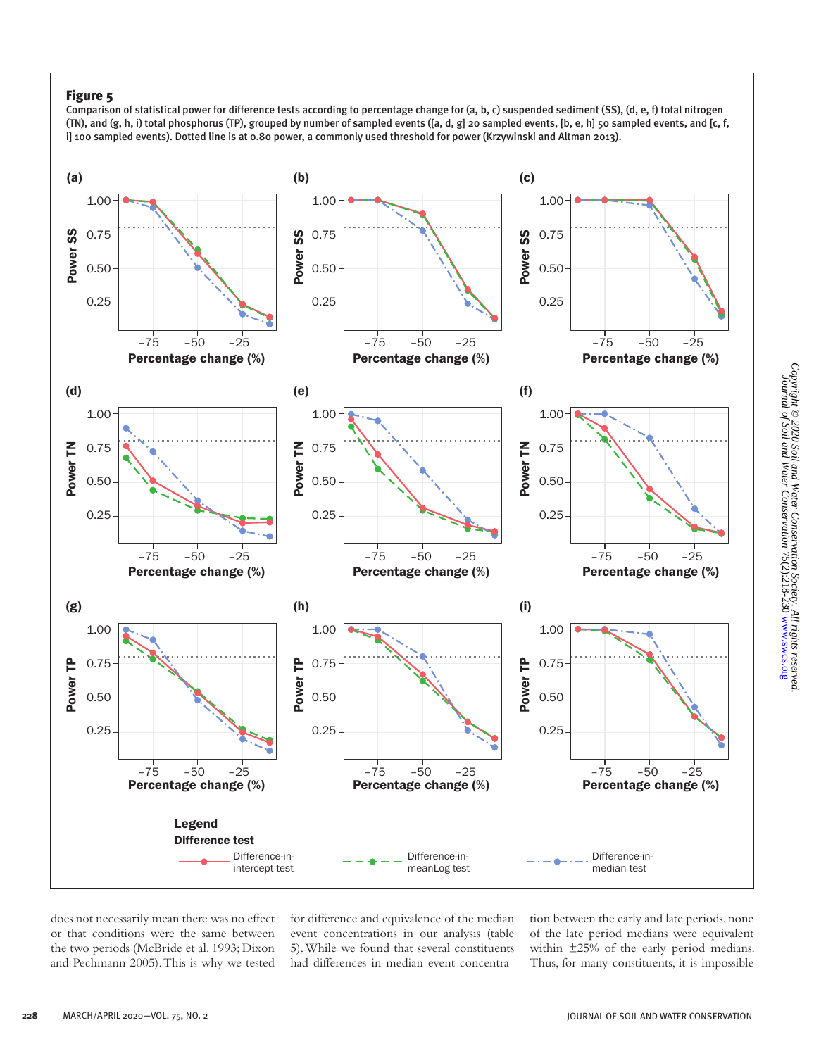## Figure 5

Comparison of statistical power for difference tests according to percentage change for (a, b, c) suspended sediment (SS), (d, e, f) total nitrogen (TN), and (g, h, i) total phosphorus (TP), grouped by number of sampled events ([a, d, g] 20 sampled events, [b, e, h] 50 sampled events, and [c, f, i] 100 sampled events). Dotted line is at 0.80 power, a commonly used threshold for power (Krzywinski and Altman 2013).

does not necessarily mean there was no effect or that conditions were the same between the two periods (McBride et al. 1993; Dixon and Pechmann 2005). This is why we tested for difference and equivalence of the median event concentrations in our analysis (table 5). While we found that several constituents had differences in median event concentration between the early and late periods, none of the late period medians were equivalent within ±25% of the early period medians. Thus, for many constituents, it is impossible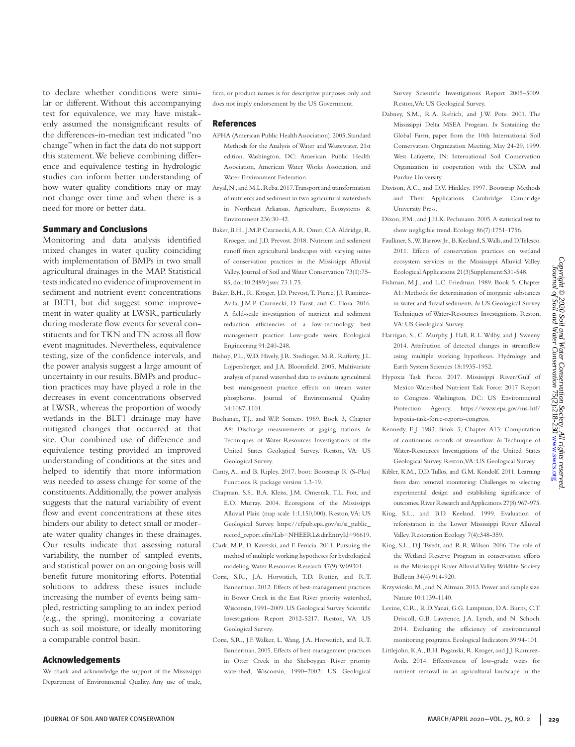to declare whether conditions were similar or different. Without this accompanying test for equivalence, we may have mistakenly assumed the nonsignificant results of the differences-in-median test indicated "no change" when in fact the data do not support this statement. We believe combining difference and equivalence testing in hydrologic studies can inform better understanding of how water quality conditions may or may not change over time and when there is a need for more or better data.

## Summary and Conclusions

Monitoring and data analysis identified mixed changes in water quality coinciding with implementation of BMPs in two small agricultural drainages in the MAP. Statistical tests indicated no evidence of improvement in sediment and nutrient event concentrations at BLT1, but did suggest some improvement in water quality at LWSR, particularly during moderate flow events for several constituents and for TKN and TN across all flow event magnitudes. Nevertheless, equivalence testing, size of the confidence intervals, and the power analysis suggest a large amount of uncertainty in our results. BMPs and production practices may have played a role in the decreases in event concentrations observed at LWSR, whereas the proportion of woody wetlands in the BLT1 drainage may have mitigated changes that occurred at that site. Our combined use of difference and equivalence testing provided an improved understanding of conditions at the sites and helped to identify that more information was needed to assess change for some of the constituents. Additionally, the power analysis suggests that the natural variability of event flow and event concentrations at these sites hinders our ability to detect small or moderate water quality changes in these drainages. Our results indicate that assessing natural variability, the number of sampled events, and statistical power on an ongoing basis will benefit future monitoring efforts. Potential solutions to address these issues include increasing the number of events being sampled, restricting sampling to an index period (e.g., the spring), monitoring a covariate such as soil moisture, or ideally monitoring a comparable control basin.

## Acknowledgements

We thank and acknowledge the support of the Mississippi Department of Environmental Quality. Any use of trade, firm, or product names is for descriptive purposes only and does not imply endorsement by the US Government.

## References

APHA (American Public Health Association). 2005. Standard Methods for the Analysis of Water and Wastewater, 21st edition. Washington, DC: American Public Health Association, American Water Works Association, and Water Environment Federation.

Aryal, N., and M.L. Reba. 2017. Transport and transformation of nutrients and sediment in two agricultural watersheds in Northeast Arkansas. Agriculture, Ecosystems & Environment 236:30-42.

Baker, B.H., J.M.P. Czarnecki, A.R. Omer, C.A. Aldridge, R. Kroeger, and J.D. Prevost. 2018. Nutrient and sediment runoff from agricultural landscapes with varying suites of conservation practices in the Mississippi Alluvial Valley. Journal of Soil and Water Conservation 73(1):75-85, doi:10.2489/jswc.73.1.75.

Baker, B.H., R. Kröger, J.D. Prevost, T. Pierce, J.J. Ramirez-Avila, J.M.P. Czarnecki, D. Faust, and C. Flora. 2016. A field-scale investigation of nutrient and sediment reduction efficiencies of a low-technology best management practice: Low-grade weirs. Ecological Engineering 91:240-248.

Bishop, P.L., W.D. Hively, J.R. Stedinger, M.R. Rafferty, J.L. Lojpersberger, and J.A. Bloomfield. 2005. Multivariate analysis of paired watershed data to evaluate agricultural best management practice effects on stream water phosphorus. Journal of Environmental Quality 34:1087-1101.

Buchanan, T.J., and W.P. Somers. 1969. Book 3, Chapter A8: Discharge measurements at gaging stations. *In* Techniques of Water-Resources Investigations of the United States Geological Survey. Reston, VA: US Geological Survey.

Canty, A., and B. Ripley. 2017. boot: Bootstrap R (S-Plus) Functions. R package version 1.3-19.

Chapman, S.S., B.A. Kleiss, J.M. Omernik, T.L. Foit, and E.O. Murray. 2004. Ecoregions of the Mississippi Alluvial Plain (map scale 1:1,150,000). Reston, VA: US Geological Survey. https://cfpub.epa.gov/si/si_public_record_report.cfm?Lab=NHEERL&dirEntryId=96619.

Clark, M.P., D. Kavetski, and F. Fenicia. 2011. Pursuing the method of multiple working hypotheses for hydrological modeling. Water Resources Research 47(9):W09301.

Corsi, S.R., J.A. Horwatich, T.D. Rutter, and R.T. Bannerman. 2012. Effects of best-management practices in Bower Creek in the East River priority watershed, Wisconsin, 1991–2009. US Geological Survey Scientific Investigations Report 2012-5217. Reston, VA: US Geological Survey.

Corsi, S.R., J.F. Walker, L. Wang, J.A. Horwatich, and R.T. Bannerman. 2005. Effects of best management practices in Otter Creek in the Sheboygan River priority watershed, Wisconsin, 1990–2002: US Geological Survey Scientific Investigations Report 2005–5009. Reston, VA: US Geological Survey.

Dabney, S.M., R.A. Rebich, and J.W. Pote. 2001. The Mississippi Delta MSEA Program. *In* Sustaining the Global Farm, paper from the 10th International Soil Conservation Organization Meeting, May 24-29, 1999. West Lafayette, IN: International Soil Conservation Organization in cooperation with the USDA and Purdue University.

Davison, A.C., and D.V. Hinkley. 1997. Bootstrap Methods and Their Applications. Cambridge: Cambridge University Press.

Dixon, P.M., and J.H.K. Pechmann. 2005. A statistical test to show negligible trend. Ecology 86(7):1751-1756.

Faulkner, S., W. Barrow Jr., B. Keeland, S. Walls, and D. Telesco. 2011. Effects of conservation practices on wetland ecosystem services in the Mississippi Alluvial Valley. Ecological Applications 21(3)Supplement:S31-S48.

Fishman, M.J., and L.C. Friedman. 1989. Book 5, Chapter A1: Methods for determination of inorganic substances in water and fluvial sediments. *In* US Geological Survey Techniques of Water-Resources Investigations. Reston, VA: US Geological Survey.

Harrigan, S., C. Murphy, J. Hall, R.L. Wilby, and J. Sweeny. 2014. Attribution of detected changes in streamflow using multiple working hypotheses. Hydrology and Earth System Sciences 18:1935-1952.

Hypoxia Task Force. 2017. Mississippi River/Gulf of Mexico Watershed Nutrient Task Force: 2017 Report to Congress. Washington, DC: US Environmental Protection Agency. https://www.epa.gov/ms-htf/hypoxia-task-force-reports-congress.

Kennedy, E.J. 1983. Book 3, Chapter A13: Computation of continuous records of streamflow. *In* Technique of Water-Resources Investigations of the United States Geological Survey. Reston, VA: US Geological Survey.

Kibler, K.M., D.D. Tullos, and G.M. Kondolf. 2011. Learning from dam removal monitoring: Challenges to selecting experimental design and establishing significance of outcomes. River Research and Applications 27(8):967-975.

King, S.L., and B.D. Keeland. 1999. Evaluation of reforestation in the Lower Mississippi River Alluvial Valley. Restoration Ecology 7(4):348-359.

King, S.L., D.J. Twedt, and R.R. Wilson. 2006. The role of the Wetland Reserve Program in conservation efforts in the Mississippi River Alluvial Valley. Wildlife Society Bulletin 34(4):914-920.

Krzywinski, M., and N. Altman. 2013. Power and sample size. Nature 10:1139-1140.

Levine, C.R., R.D. Yanai, G.G. Lampman, D.A. Burns, C.T. Driscoll, G.B. Lawrence, J.A. Lynch, and N. Schoch. 2014. Evaluating the efficiency of environmental monitoring programs. Ecological Indicators 39:94-101.

Littlejohn, K.A., B.H. Poganski, R. Kroger, and J.J. Ramirez-Avila. 2014. Effectiveness of low-grade weirs for nutrient removal in an agricultural landscape in the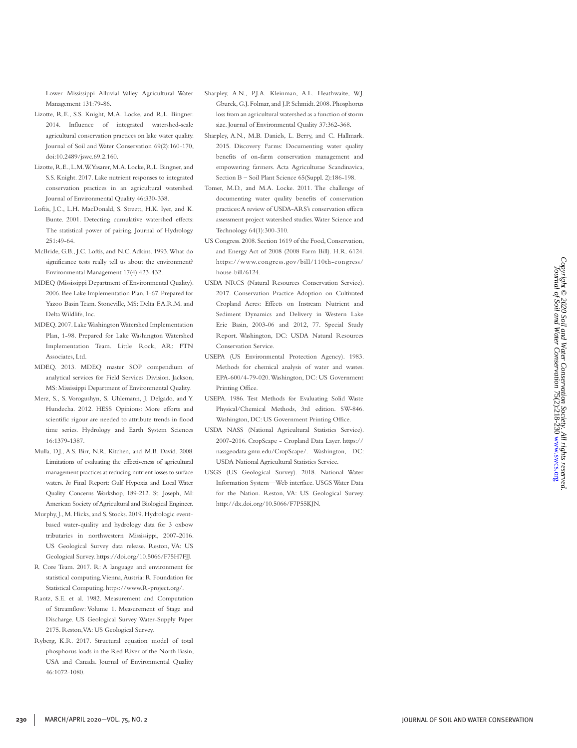Lower Mississippi Alluvial Valley. Agricultural Water Management 131:79-86.

Lizotte, R.E., S.S. Knight, M.A. Locke, and R.L. Bingner. 2014. Influence of integrated watershed-scale agricultural conservation practices on lake water quality. Journal of Soil and Water Conservation 69(2):160-170, doi:10.2489/jswc.69.2.160.

Lizotte, R.E., L.M.W. Yasarer, M.A. Locke, R.L. Bingner, and S.S. Knight. 2017. Lake nutrient responses to integrated conservation practices in an agricultural watershed. Journal of Environmental Quality 46:330-338.

Loftis, J.C., L.H. MacDonald, S. Streett, H.K. Iyer, and K. Bunte. 2001. Detecting cumulative watershed effects: The statistical power of pairing. Journal of Hydrology 251:49-64.

McBride, G.B., J.C. Loftis, and N.C. Adkins. 1993. What do significance tests really tell us about the environment? Environmental Management 17(4):423-432.

MDEQ (Mississippi Department of Environmental Quality). 2006. Bee Lake Implementation Plan, 1-67. Prepared for Yazoo Basin Team. Stoneville, MS: Delta F.A.R.M. and Delta Wildlife, Inc.

MDEQ. 2007. Lake Washington Watershed Implementation Plan, 1-98. Prepared for Lake Washington Watershed Implementation Team. Little Rock, AR: FTN Associates, Ltd.

MDEQ. 2013. MDEQ master SOP compendium of analytical services for Field Services Division. Jackson, MS: Mississippi Department of Environmental Quality.

Merz, S., S. Vorogushyn, S. Uhlemann, J. Delgado, and Y. Hundecha. 2012. HESS Opinions: More efforts and scientific rigour are needed to attribute trends in flood time series. Hydrology and Earth System Sciences 16:1379-1387.

Mulla, D.J., A.S. Birr, N.R. Kitchen, and M.B. David. 2008. Limitations of evaluating the effectiveness of agricultural management practices at reducing nutrient losses to surface waters. *In* Final Report: Gulf Hypoxia and Local Water Quality Concerns Workshop, 189-212. St. Joseph, MI: American Society of Agricultural and Biological Engineer.

Murphy, J., M. Hicks, and S. Stocks. 2019. Hydrologic event-based water-quality and hydrology data for 3 oxbow tributaries in northwestern Mississippi, 2007-2016. US Geological Survey data release. Reston, VA: US Geological Survey. https://doi.org/10.5066/F75H7FJJ.

R Core Team. 2017. R: A language and environment for statistical computing. Vienna, Austria: R Foundation for Statistical Computing. https://www.R-project.org/.

Rantz, S.E. et al. 1982. Measurement and Computation of Streamflow: Volume 1. Measurement of Stage and Discharge. US Geological Survey Water-Supply Paper 2175. Reston, VA: US Geological Survey.

Ryberg, K.R. 2017. Structural equation model of total phosphorus loads in the Red River of the North Basin, USA and Canada. Journal of Environmental Quality 46:1072-1080.

Sharpley, A.N., P.J.A. Kleinman, A.L. Heathwaite, W.J. Gburek, G.J. Folmar, and J.P. Schmidt. 2008. Phosphorus loss from an agricultural watershed as a function of storm size. Journal of Environmental Quality 37:362-368.

Sharpley, A.N., M.B. Daniels, L. Berry, and C. Hallmark. 2015. Discovery Farms: Documenting water quality benefits of on-farm conservation management and empowering farmers. Acta Agriculturae Scandinavica, Section B – Soil Plant Science 65(Suppl. 2):186-198.

Tomer, M.D., and M.A. Locke. 2011. The challenge of documenting water quality benefits of conservation practices: A review of USDA-ARS's conservation effects assessment project watershed studies. Water Science and Technology 64(1):300-310.

US Congress. 2008. Section 1619 of the Food, Conservation, and Energy Act of 2008 (2008 Farm Bill). H.R. 6124. https://www.congress.gov/bill/110th-congress/house-bill/6124.

USDA NRCS (Natural Resources Conservation Service). 2017. Conservation Practice Adoption on Cultivated Cropland Acres: Effects on Instream Nutrient and Sediment Dynamics and Delivery in Western Lake Erie Basin, 2003-06 and 2012, 77. Special Study Report. Washington, DC: USDA Natural Resources Conservation Service.

USEPA (US Environmental Protection Agency). 1983. Methods for chemical analysis of water and wastes. EPA-600/4-79-020. Washington, DC: US Government Printing Office.

USEPA. 1986. Test Methods for Evaluating Solid Waste Physical/Chemical Methods, 3rd edition. SW-846. Washington, DC: US Government Printing Office.

USDA NASS (National Agricultural Statistics Service). 2007-2016. CropScape - Cropland Data Layer. https://nassgeodata.gmu.edu/CropScape/. Washington, DC: USDA National Agricultural Statistics Service.

USGS (US Geological Survey). 2018. National Water Information System—Web interface. USGS Water Data for the Nation. Reston, VA: US Geological Survey. http://dx.doi.org/10.5066/F7P55KJN.